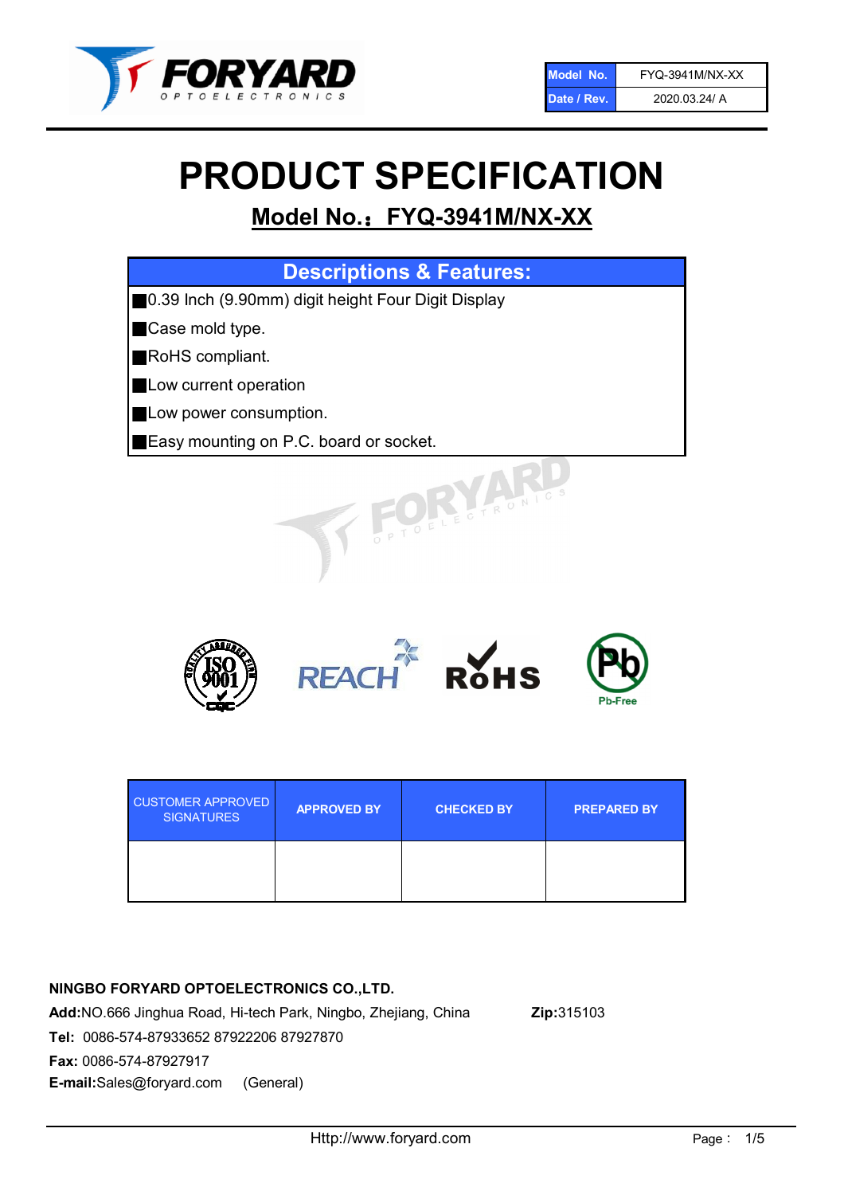| Model No. | FYQ-3941M/NX-XX |
| --- | --- |
| Date / Rev. | 2020.03.24/ A |

# PRODUCT SPECIFICATION

## Model No.：FYQ-3941M/NX-XX

| Descriptions & Features: |
| --- |
| ■0.39 Inch (9.90mm) digit height Four Digit Display |
| ■Case mold type. |
| ■RoHS compliant. |
| ■Low current operation |
| ■Low power consumption. |
| ■Easy mounting on P.C. board or socket. |

| CUSTOMER APPROVED SIGNATURES | APPROVED BY | CHECKED BY | PREPARED BY |
| --- | --- | --- | --- |
| | | | |

**NINGBO FORYARD OPTOELECTRONICS CO.,LTD.**

**Add:**NO.666 Jinghua Road, Hi-tech Park, Ningbo, Zhejiang, China **Zip:**315103

**Tel:** 0086-574-87933652 87922206 87927870

**Fax:** 0086-574-87927917

**E-mail:**Sales@foryard.com (General)

Http://www.foryard.com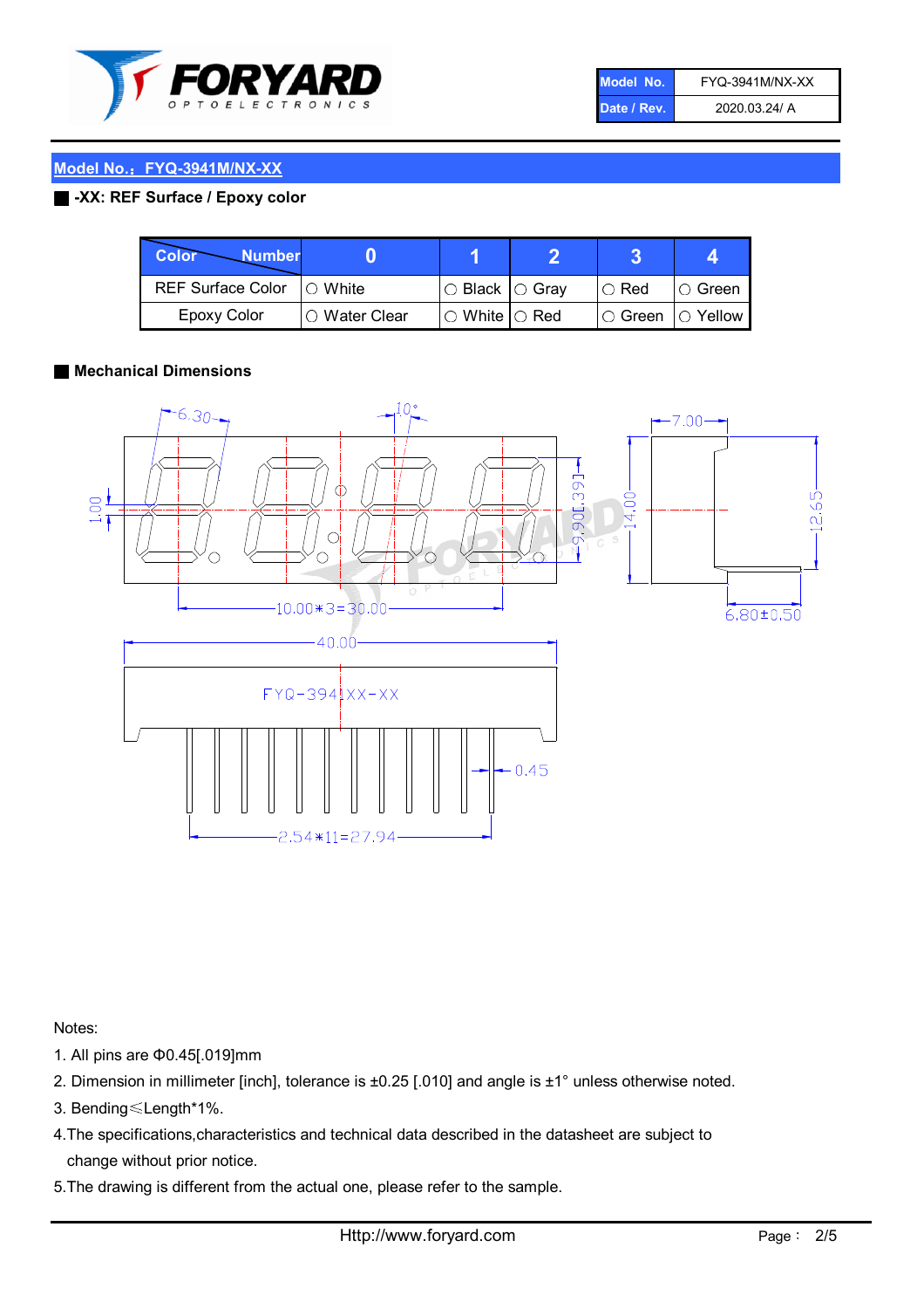| Model No. | FYQ-3941M/NX-XX |
|---|---|
| Date / Rev. | 2020.03.24/ A |

## Model No.：FYQ-3941M/NX-XX

### -XX: REF Surface / Epoxy color

| Color \ Number | 0 | 1 | 2 | 3 | 4 |
|---|---|---|---|---|---|
| REF Surface Color | ○ White | ○ Black | ○ Gray | ○ Red | ○ Green |
| Epoxy Color | ○ Water Clear | ○ White | ○ Red | ○ Green | ○ Yellow |

### Mechanical Dimensions

6.30
10°
7.00
1.00
9.90[.39]
14.00
12.65
10.00*3=30.00
6.80±0.50
40.00
FYQ-3941XX-XX
0.45
2.54*11=27.94

Notes:

1. All pins are Φ0.45[.019]mm
2. Dimension in millimeter [inch], tolerance is ±0.25 [.010] and angle is ±1° unless otherwise noted.
3. Bending≤Length*1%.
4. The specifications,characteristics and technical data described in the datasheet are subject to change without prior notice.
5. The drawing is different from the actual one, please refer to the sample.

Http://www.foryard.com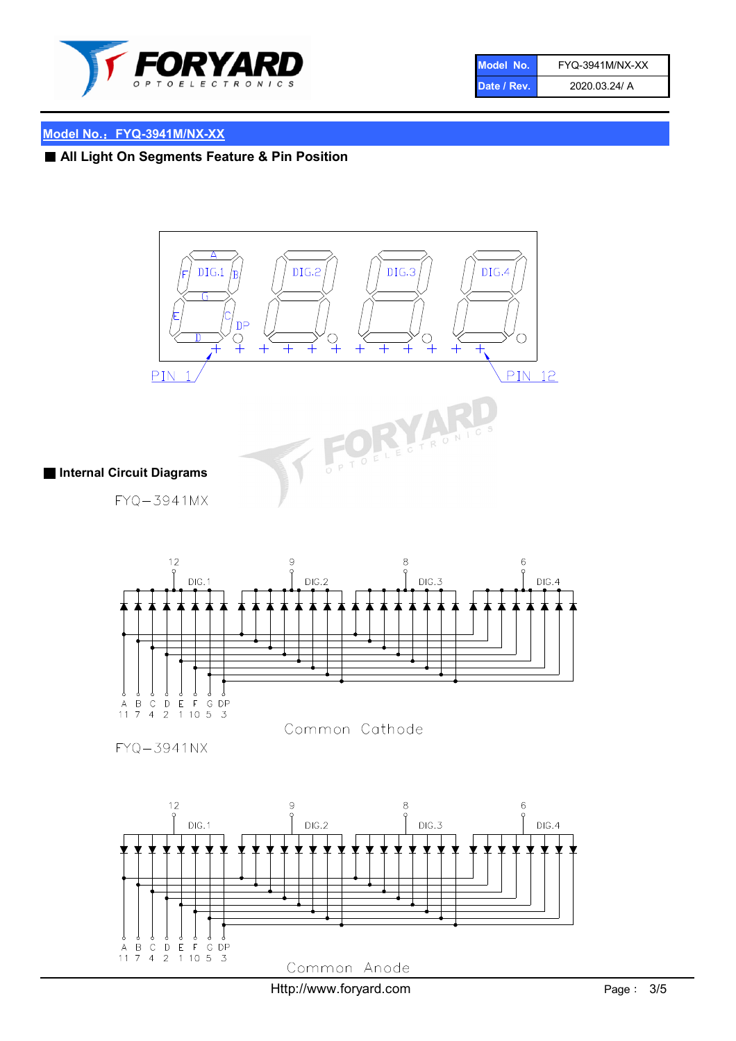## Model No.：FYQ-3941M/NX-XX

■ **All Light On Segments Feature & Pin Position**

A
F DIG.1 B
G
E C DP
D
DIG.2
DIG.3
DIG.4
PIN 1
PIN 12

■ **Internal Circuit Diagrams**

FYQ—3941MX

12 DIG.1 9 DIG.2 8 DIG.3 6 DIG.4

A B C D E F G DP
11 7 4 2 1 10 5 3

Common Cathode

FYQ—3941NX

12 DIG.1 9 DIG.2 8 DIG.3 6 DIG.4

A B C D E F G DP
11 7 4 2 1 10 5 3

Common Anode

Http://www.foryard.com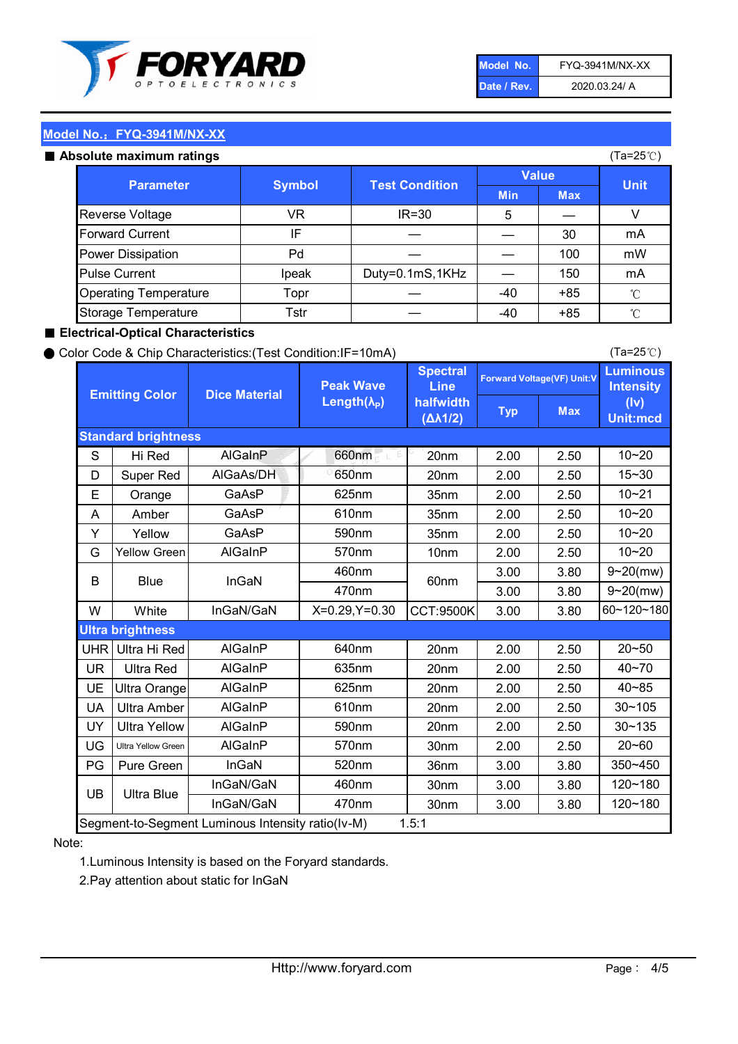| Model No. | FYQ-3941M/NX-XX |
|---|---|
| Date / Rev. | 2020.03.24/ A |

## Model No.：FYQ-3941M/NX-XX

### ■ Absolute maximum ratings

(Ta=25℃)

| Parameter | Symbol | Test Condition | Value | | Unit |
|---|---|---|---|---|---|
| | | | Min | Max | |
| Reverse Voltage | VR | IR=30 | 5 | — | V |
| Forward Current | IF | — | — | 30 | mA |
| Power Dissipation | Pd | — | — | 100 | mW |
| Pulse Current | Ipeak | Duty=0.1mS,1KHz | — | 150 | mA |
| Operating Temperature | Topr | — | -40 | +85 | ℃ |
| Storage Temperature | Tstr | — | -40 | +85 | ℃ |

### ■ Electrical-Optical Characteristics

● Color Code & Chip Characteristics:(Test Condition:IF=10mA)

(Ta=25℃)

| Emitting Color | | Dice Material | Peak Wave Length($\lambda_P$) | Spectral Line halfwidth ($\Delta\lambda1/2$) | Forward Voltage(VF) Unit:V | | Luminous Intensity (Iv) Unit:mcd |
|---|---|---|---|---|---|---|---|
| | | | | | Typ | Max | |
| **Standard brightness** | | | | | | | |
| S | Hi Red | AlGaInP | 660nm | 20nm | 2.00 | 2.50 | 10~20 |
| D | Super Red | AlGaAs/DH | 650nm | 20nm | 2.00 | 2.50 | 15~30 |
| E | Orange | GaAsP | 625nm | 35nm | 2.00 | 2.50 | 10~21 |
| A | Amber | GaAsP | 610nm | 35nm | 2.00 | 2.50 | 10~20 |
| Y | Yellow | GaAsP | 590nm | 35nm | 2.00 | 2.50 | 10~20 |
| G | Yellow Green | AlGaInP | 570nm | 10nm | 2.00 | 2.50 | 10~20 |
| B | Blue | InGaN | 460nm | 60nm | 3.00 | 3.80 | 9~20(mw) |
| | | | 470nm | | 3.00 | 3.80 | 9~20(mw) |
| W | White | InGaN/GaN | X=0.29,Y=0.30 | CCT:9500K | 3.00 | 3.80 | 60~120~180 |
| **Ultra brightness** | | | | | | | |
| UHR | Ultra Hi Red | AlGaInP | 640nm | 20nm | 2.00 | 2.50 | 20~50 |
| UR | Ultra Red | AlGaInP | 635nm | 20nm | 2.00 | 2.50 | 40~70 |
| UE | Ultra Orange | AlGaInP | 625nm | 20nm | 2.00 | 2.50 | 40~85 |
| UA | Ultra Amber | AlGaInP | 610nm | 20nm | 2.00 | 2.50 | 30~105 |
| UY | Ultra Yellow | AlGaInP | 590nm | 20nm | 2.00 | 2.50 | 30~135 |
| UG | Ultra Yellow Green | AlGaInP | 570nm | 30nm | 2.00 | 2.50 | 20~60 |
| PG | Pure Green | InGaN | 520nm | 36nm | 3.00 | 3.80 | 350~450 |
| UB | Ultra Blue | InGaN/GaN | 460nm | 30nm | 3.00 | 3.80 | 120~180 |
| | | InGaN/GaN | 470nm | 30nm | 3.00 | 3.80 | 120~180 |
| Segment-to-Segment Luminous Intensity ratio(Iv-M) | | | 1.5:1 | | | | |

Note:

1.Luminous Intensity is based on the Foryard standards.

2.Pay attention about static for InGaN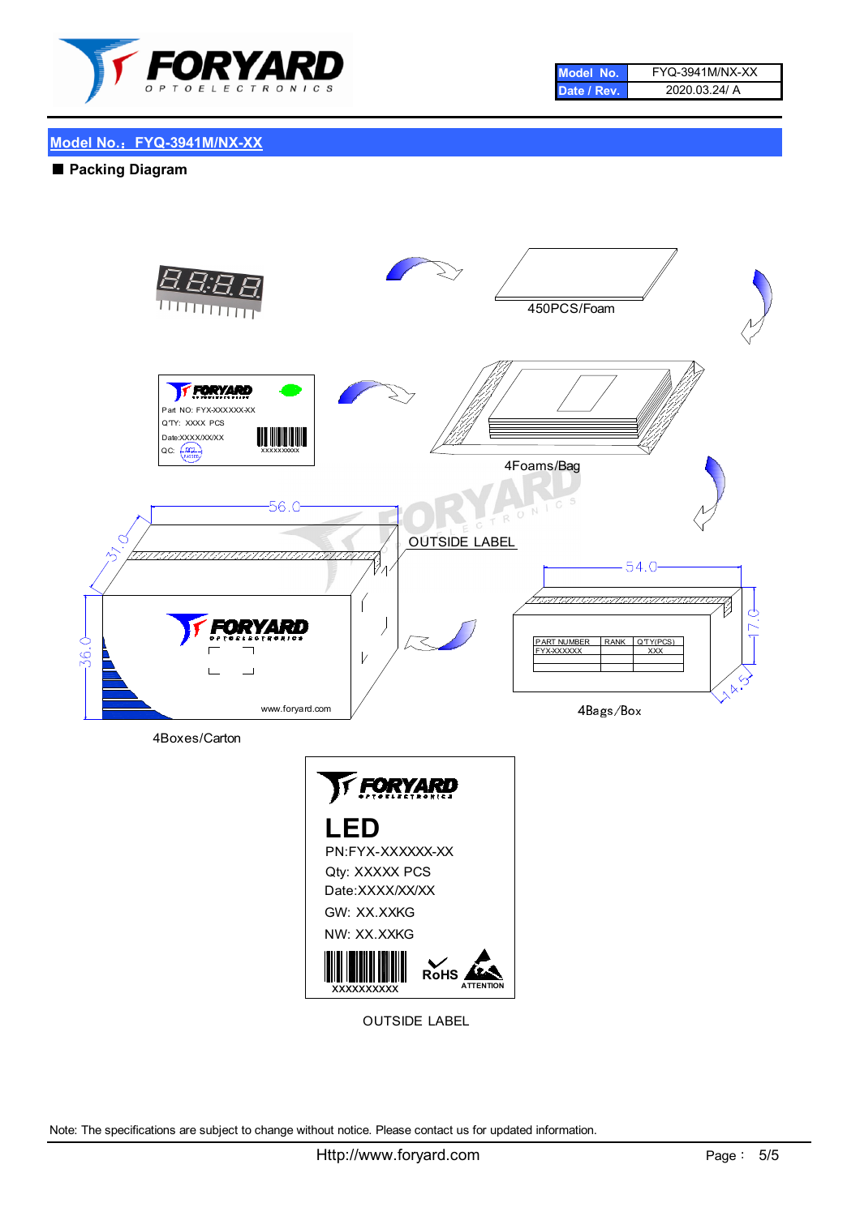| Model No. | FYQ-3941M/NX-XX |
|---|---|
| Date / Rev. | 2020.03.24/ A |

## Model No.：FYQ-3941M/NX-XX

### ■ Packing Diagram

450PCS/Foam

Part NO: FYX-XXXXXXX-XX
Q'TY: XXXX PCS
Date:XXXX/XX/XX
QC:

4Foams/Bag

56.0

31.0

36.0

OUTSIDE LABEL

www.foryard.com

4Boxes/Carton

54.0

17.0

14.5

| PART NUMBER | RANK | Q'TY(PCS) |
|---|---|---|
| FYX-XXXXXX | | XXX |

4Bags/Box

LED
PN:FYX-XXXXXX-XX
Qty: XXXXX PCS
Date:XXXX/XX/XX
GW: XX.XXKG
NW: XX.XXKG
XXXXXXXXXX
RoHS
ATTENTION

OUTSIDE LABEL

Note: The specifications are subject to change without notice. Please contact us for updated information.

Http://www.foryard.com